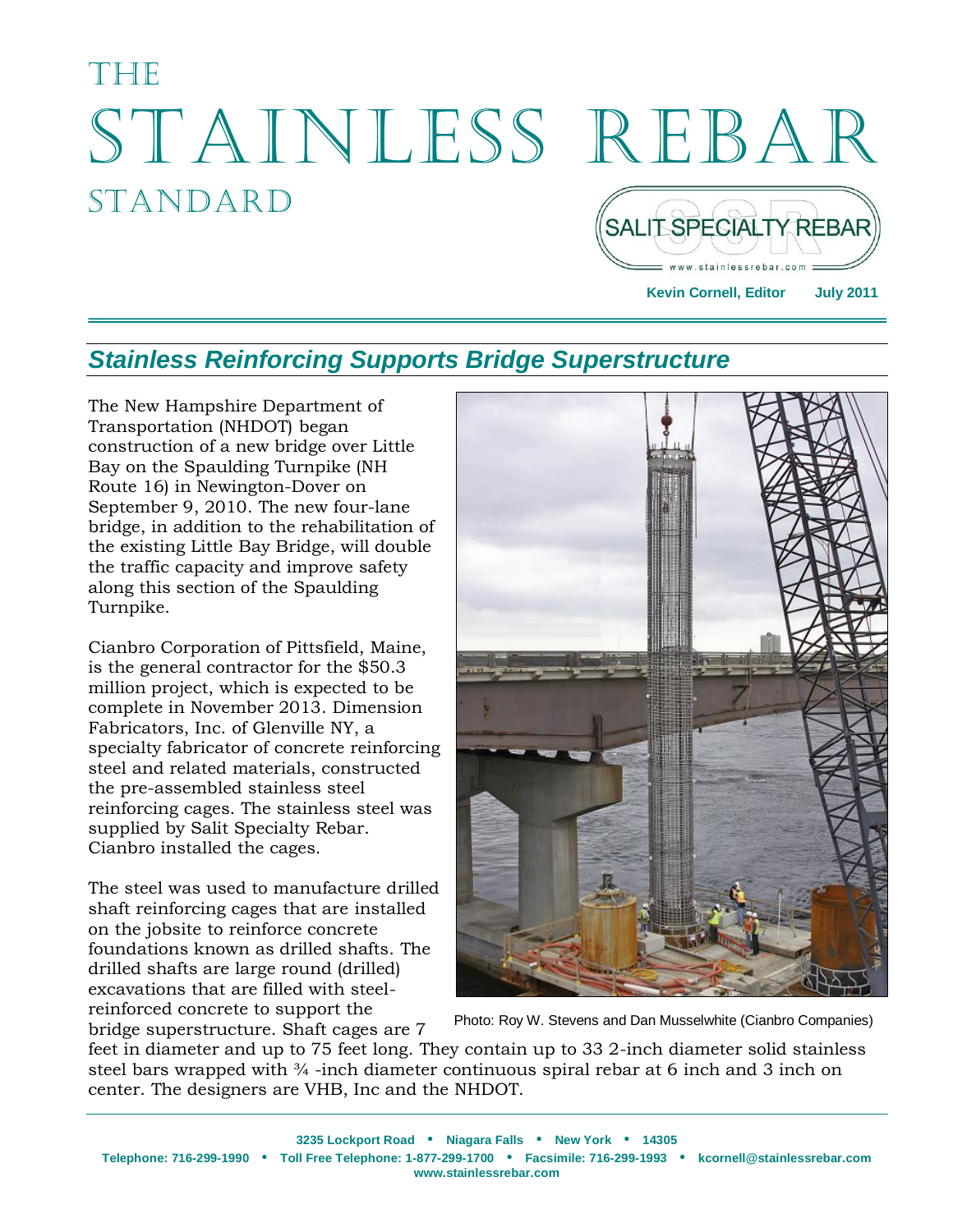# THE STAINLESS REBAR STANDARD

SALIT SPECIALTY REBAR
www.stainlessrebar.com

**Kevin Cornell, Editor** **July 2011**

## *Stainless Reinforcing Supports Bridge Superstructure*

The New Hampshire Department of Transportation (NHDOT) began construction of a new bridge over Little Bay on the Spaulding Turnpike (NH Route 16) in Newington-Dover on September 9, 2010. The new four-lane bridge, in addition to the rehabilitation of the existing Little Bay Bridge, will double the traffic capacity and improve safety along this section of the Spaulding Turnpike.

Cianbro Corporation of Pittsfield, Maine, is the general contractor for the $50.3 million project, which is expected to be complete in November 2013. Dimension Fabricators, Inc. of Glenville NY, a specialty fabricator of concrete reinforcing steel and related materials, constructed the pre-assembled stainless steel reinforcing cages. The stainless steel was supplied by Salit Specialty Rebar. Cianbro installed the cages.

The steel was used to manufacture drilled shaft reinforcing cages that are installed on the jobsite to reinforce concrete foundations known as drilled shafts. The drilled shafts are large round (drilled) excavations that are filled with steel-reinforced concrete to support the bridge superstructure. Shaft cages are 7 feet in diameter and up to 75 feet long. They contain up to 33 2-inch diameter solid stainless steel bars wrapped with ¾ -inch diameter continuous spiral rebar at 6 inch and 3 inch on center. The designers are VHB, Inc and the NHDOT.

Photo: Roy W. Stevens and Dan Musselwhite (Cianbro Companies)

**3235 Lockport Road • Niagara Falls • New York • 14305**
**Telephone: 716-299-1990 • Toll Free Telephone: 1-877-299-1700 • Facsimile: 716-299-1993 • kcornell@stainlessrebar.com**
**www.stainlessrebar.com**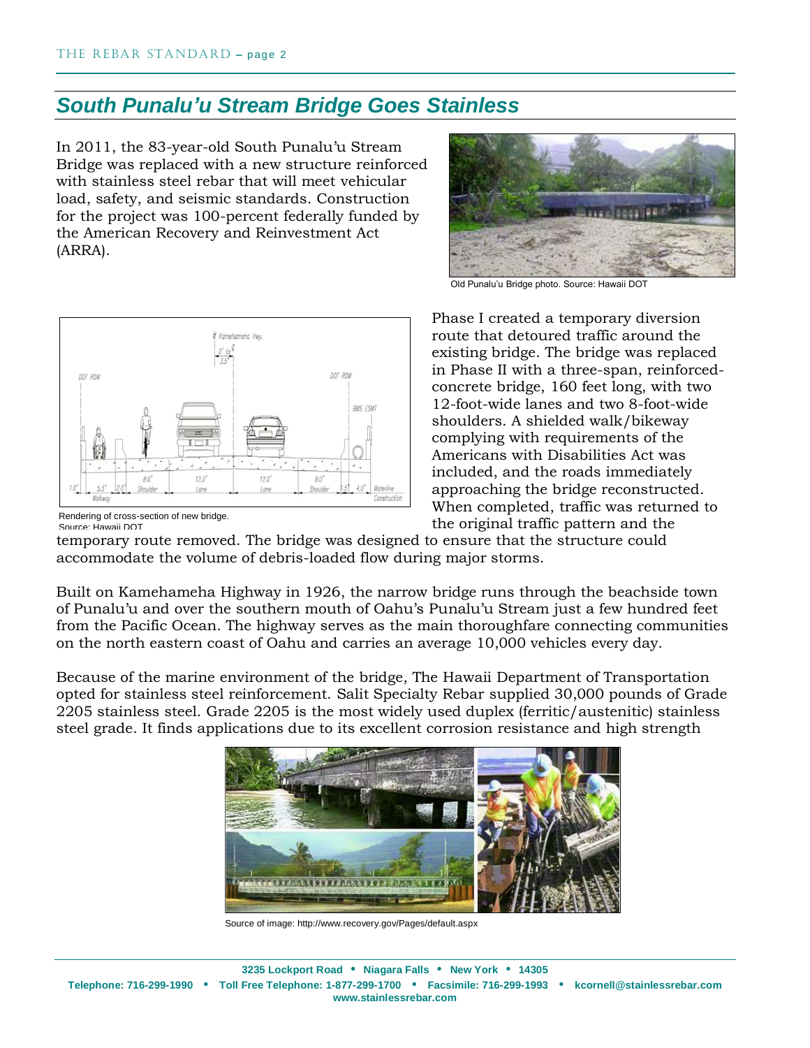## South Punalu'u Stream Bridge Goes Stainless

In 2011, the 83-year-old South Punalu'u Stream Bridge was replaced with a new structure reinforced with stainless steel rebar that will meet vehicular load, safety, and seismic standards. Construction for the project was 100-percent federally funded by the American Recovery and Reinvestment Act (ARRA).

Old Punalu'u Bridge photo. Source: Hawaii DOT

Phase I created a temporary diversion route that detoured traffic around the existing bridge. The bridge was replaced in Phase II with a three-span, reinforced-concrete bridge, 160 feet long, with two 12-foot-wide lanes and two 8-foot-wide shoulders. A shielded walk/bikeway complying with requirements of the Americans with Disabilities Act was included, and the roads immediately approaching the bridge reconstructed. When completed, traffic was returned to the original traffic pattern and the temporary route removed. The bridge was designed to ensure that the structure could accommodate the volume of debris-loaded flow during major storms.

Rendering of cross-section of new bridge. Source: Hawaii DOT

Built on Kamehameha Highway in 1926, the narrow bridge runs through the beachside town of Punalu'u and over the southern mouth of Oahu's Punalu'u Stream just a few hundred feet from the Pacific Ocean. The highway serves as the main thoroughfare connecting communities on the north eastern coast of Oahu and carries an average 10,000 vehicles every day.

Because of the marine environment of the bridge, The Hawaii Department of Transportation opted for stainless steel reinforcement. Salit Specialty Rebar supplied 30,000 pounds of Grade 2205 stainless steel. Grade 2205 is the most widely used duplex (ferritic/austenitic) stainless steel grade. It finds applications due to its excellent corrosion resistance and high strength

Source of image: http://www.recovery.gov/Pages/default.aspx

**3235 Lockport Road • Niagara Falls • New York • 14305**
**Telephone: 716-299-1990 • Toll Free Telephone: 1-877-299-1700 • Facsimile: 716-299-1993 • kcornell@stainlessrebar.com**
**www.stainlessrebar.com**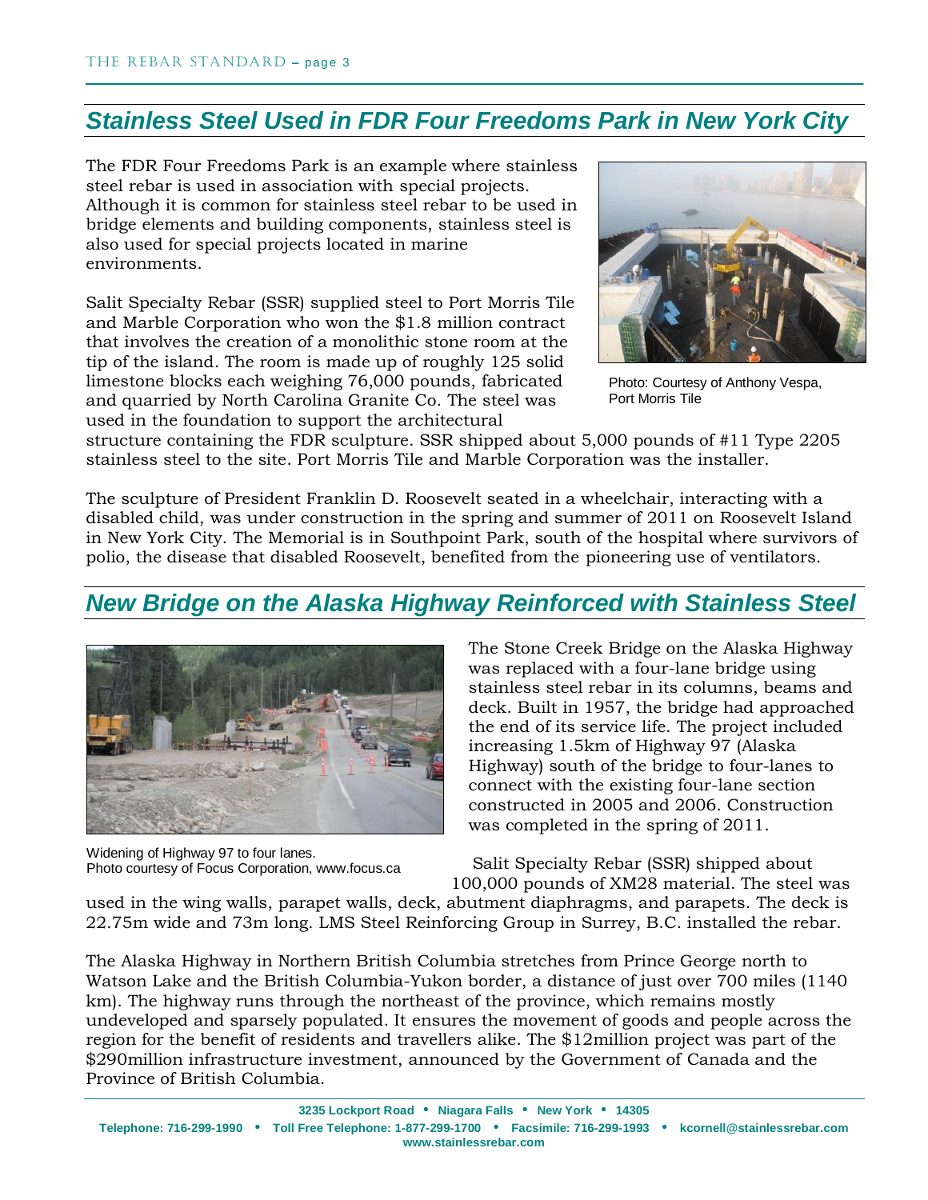## Stainless Steel Used in FDR Four Freedoms Park in New York City

The FDR Four Freedoms Park is an example where stainless steel rebar is used in association with special projects. Although it is common for stainless steel rebar to be used in bridge elements and building components, stainless steel is also used for special projects located in marine environments.

Salit Specialty Rebar (SSR) supplied steel to Port Morris Tile and Marble Corporation who won the $1.8 million contract that involves the creation of a monolithic stone room at the tip of the island. The room is made up of roughly 125 solid limestone blocks each weighing 76,000 pounds, fabricated and quarried by North Carolina Granite Co. The steel was used in the foundation to support the architectural structure containing the FDR sculpture. SSR shipped about 5,000 pounds of #11 Type 2205 stainless steel to the site. Port Morris Tile and Marble Corporation was the installer.

Photo: Courtesy of Anthony Vespa, Port Morris Tile

The sculpture of President Franklin D. Roosevelt seated in a wheelchair, interacting with a disabled child, was under construction in the spring and summer of 2011 on Roosevelt Island in New York City. The Memorial is in Southpoint Park, south of the hospital where survivors of polio, the disease that disabled Roosevelt, benefited from the pioneering use of ventilators.

## New Bridge on the Alaska Highway Reinforced with Stainless Steel

Widening of Highway 97 to four lanes.
Photo courtesy of Focus Corporation, www.focus.ca

The Stone Creek Bridge on the Alaska Highway was replaced with a four-lane bridge using stainless steel rebar in its columns, beams and deck. Built in 1957, the bridge had approached the end of its service life. The project included increasing 1.5km of Highway 97 (Alaska Highway) south of the bridge to four-lanes to connect with the existing four-lane section constructed in 2005 and 2006. Construction was completed in the spring of 2011.

Salit Specialty Rebar (SSR) shipped about 100,000 pounds of XM28 material. The steel was used in the wing walls, parapet walls, deck, abutment diaphragms, and parapets. The deck is 22.75m wide and 73m long. LMS Steel Reinforcing Group in Surrey, B.C. installed the rebar.

The Alaska Highway in Northern British Columbia stretches from Prince George north to Watson Lake and the British Columbia-Yukon border, a distance of just over 700 miles (1140 km). The highway runs through the northeast of the province, which remains mostly undeveloped and sparsely populated. It ensures the movement of goods and people across the region for the benefit of residents and travellers alike. The $12million project was part of the $290million infrastructure investment, announced by the Government of Canada and the Province of British Columbia.

**3235 Lockport Road • Niagara Falls • New York • 14305**
**Telephone: 716-299-1990 • Toll Free Telephone: 1-877-299-1700 • Facsimile: 716-299-1993 • kcornell@stainlessrebar.com**
**www.stainlessrebar.com**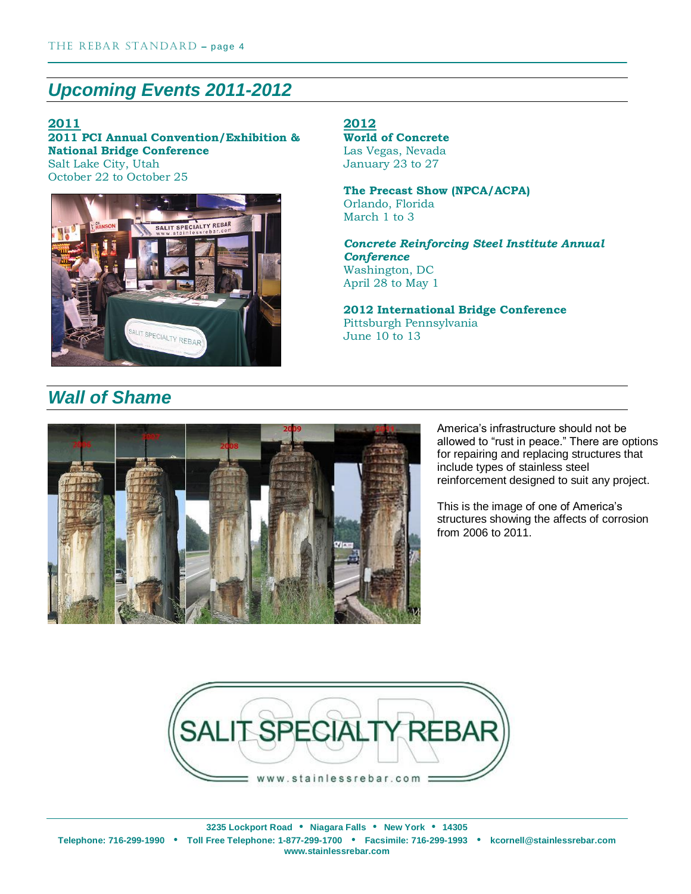## Upcoming Events 2011-2012

**2011**

**2011 PCI Annual Convention/Exhibition & National Bridge Conference**
Salt Lake City, Utah
October 22 to October 25

**2012**

**World of Concrete**
Las Vegas, Nevada
January 23 to 27

**The Precast Show (NPCA/ACPA)**
Orlando, Florida
March 1 to 3

***Concrete Reinforcing Steel Institute Annual Conference***
Washington, DC
April 28 to May 1

**2012 International Bridge Conference**
Pittsburgh Pennsylvania
June 10 to 13

## Wall of Shame

America's infrastructure should not be allowed to "rust in peace." There are options for repairing and replacing structures that include types of stainless steel reinforcement designed to suit any project.

This is the image of one of America's structures showing the affects of corrosion from 2006 to 2011.

3235 Lockport Road • Niagara Falls • New York • 14305
Telephone: 716-299-1990 • Toll Free Telephone: 1-877-299-1700 • Facsimile: 716-299-1993 • kcornell@stainlessrebar.com
www.stainlessrebar.com